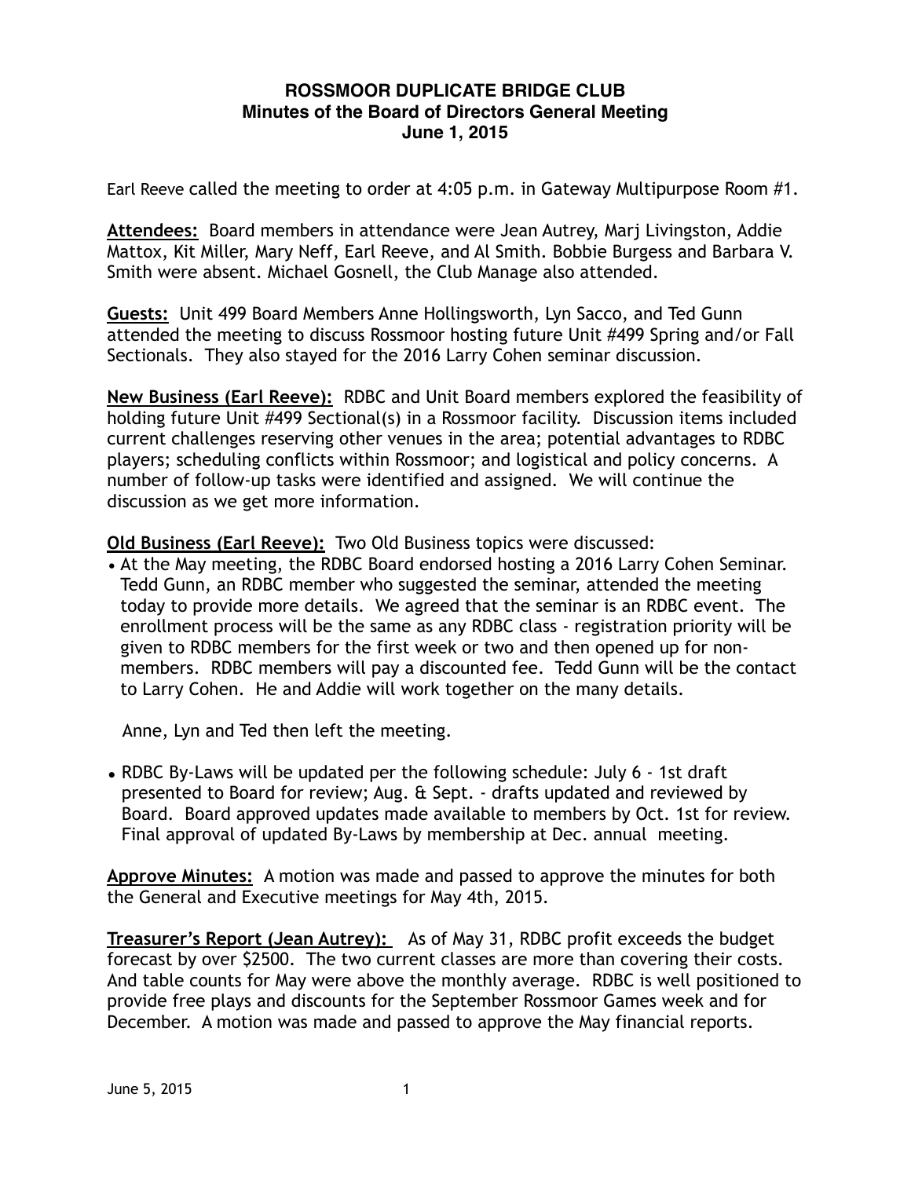# ROSSMOOR DUPLICATE BRIDGE CLUB
## Minutes of the Board of Directors General Meeting
## June 1, 2015

Earl Reeve called the meeting to order at 4:05 p.m. in Gateway Multipurpose Room #1.

**Attendees:** Board members in attendance were Jean Autrey, Marj Livingston, Addie Mattox, Kit Miller, Mary Neff, Earl Reeve, and Al Smith. Bobbie Burgess and Barbara V. Smith were absent. Michael Gosnell, the Club Manage also attended.

**Guests:** Unit 499 Board Members Anne Hollingsworth, Lyn Sacco, and Ted Gunn attended the meeting to discuss Rossmoor hosting future Unit #499 Spring and/or Fall Sectionals. They also stayed for the 2016 Larry Cohen seminar discussion.

**New Business (Earl Reeve):** RDBC and Unit Board members explored the feasibility of holding future Unit #499 Sectional(s) in a Rossmoor facility. Discussion items included current challenges reserving other venues in the area; potential advantages to RDBC players; scheduling conflicts within Rossmoor; and logistical and policy concerns. A number of follow-up tasks were identified and assigned. We will continue the discussion as we get more information.

**Old Business (Earl Reeve):** Two Old Business topics were discussed:

- At the May meeting, the RDBC Board endorsed hosting a 2016 Larry Cohen Seminar. Tedd Gunn, an RDBC member who suggested the seminar, attended the meeting today to provide more details. We agreed that the seminar is an RDBC event. The enrollment process will be the same as any RDBC class - registration priority will be given to RDBC members for the first week or two and then opened up for non-members. RDBC members will pay a discounted fee. Tedd Gunn will be the contact to Larry Cohen. He and Addie will work together on the many details.

  Anne, Lyn and Ted then left the meeting.

- RDBC By-Laws will be updated per the following schedule: July 6 - 1st draft presented to Board for review; Aug. & Sept. - drafts updated and reviewed by Board. Board approved updates made available to members by Oct. 1st for review. Final approval of updated By-Laws by membership at Dec. annual meeting.

**Approve Minutes:** A motion was made and passed to approve the minutes for both the General and Executive meetings for May 4th, 2015.

**Treasurer's Report (Jean Autrey):** As of May 31, RDBC profit exceeds the budget forecast by over $2500. The two current classes are more than covering their costs. And table counts for May were above the monthly average. RDBC is well positioned to provide free plays and discounts for the September Rossmoor Games week and for December. A motion was made and passed to approve the May financial reports.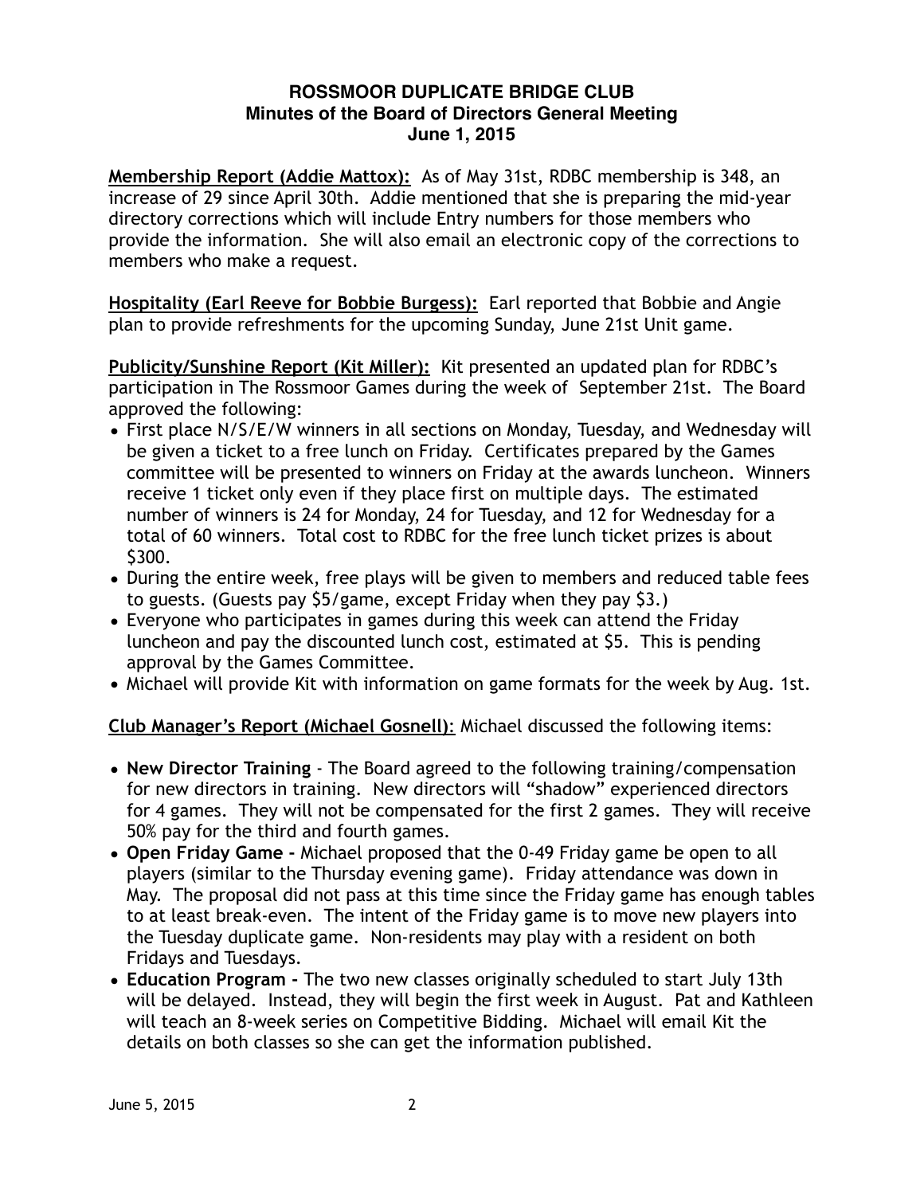**ROSSMOOR DUPLICATE BRIDGE CLUB**
**Minutes of the Board of Directors General Meeting**
**June 1, 2015**

**Membership Report (Addie Mattox):** As of May 31st, RDBC membership is 348, an increase of 29 since April 30th. Addie mentioned that she is preparing the mid-year directory corrections which will include Entry numbers for those members who provide the information. She will also email an electronic copy of the corrections to members who make a request.

**Hospitality (Earl Reeve for Bobbie Burgess):** Earl reported that Bobbie and Angie plan to provide refreshments for the upcoming Sunday, June 21st Unit game.

**Publicity/Sunshine Report (Kit Miller):** Kit presented an updated plan for RDBC's participation in The Rossmoor Games during the week of September 21st. The Board approved the following:

- First place N/S/E/W winners in all sections on Monday, Tuesday, and Wednesday will be given a ticket to a free lunch on Friday. Certificates prepared by the Games committee will be presented to winners on Friday at the awards luncheon. Winners receive 1 ticket only even if they place first on multiple days. The estimated number of winners is 24 for Monday, 24 for Tuesday, and 12 for Wednesday for a total of 60 winners. Total cost to RDBC for the free lunch ticket prizes is about $300.
- During the entire week, free plays will be given to members and reduced table fees to guests. (Guests pay $5/game, except Friday when they pay $3.)
- Everyone who participates in games during this week can attend the Friday luncheon and pay the discounted lunch cost, estimated at $5. This is pending approval by the Games Committee.
- Michael will provide Kit with information on game formats for the week by Aug. 1st.

**Club Manager's Report (Michael Gosnell)**: Michael discussed the following items:

- **New Director Training** - The Board agreed to the following training/compensation for new directors in training. New directors will "shadow" experienced directors for 4 games. They will not be compensated for the first 2 games. They will receive 50% pay for the third and fourth games.
- **Open Friday Game -** Michael proposed that the 0-49 Friday game be open to all players (similar to the Thursday evening game). Friday attendance was down in May. The proposal did not pass at this time since the Friday game has enough tables to at least break-even. The intent of the Friday game is to move new players into the Tuesday duplicate game. Non-residents may play with a resident on both Fridays and Tuesdays.
- **Education Program -** The two new classes originally scheduled to start July 13th will be delayed. Instead, they will begin the first week in August. Pat and Kathleen will teach an 8-week series on Competitive Bidding. Michael will email Kit the details on both classes so she can get the information published.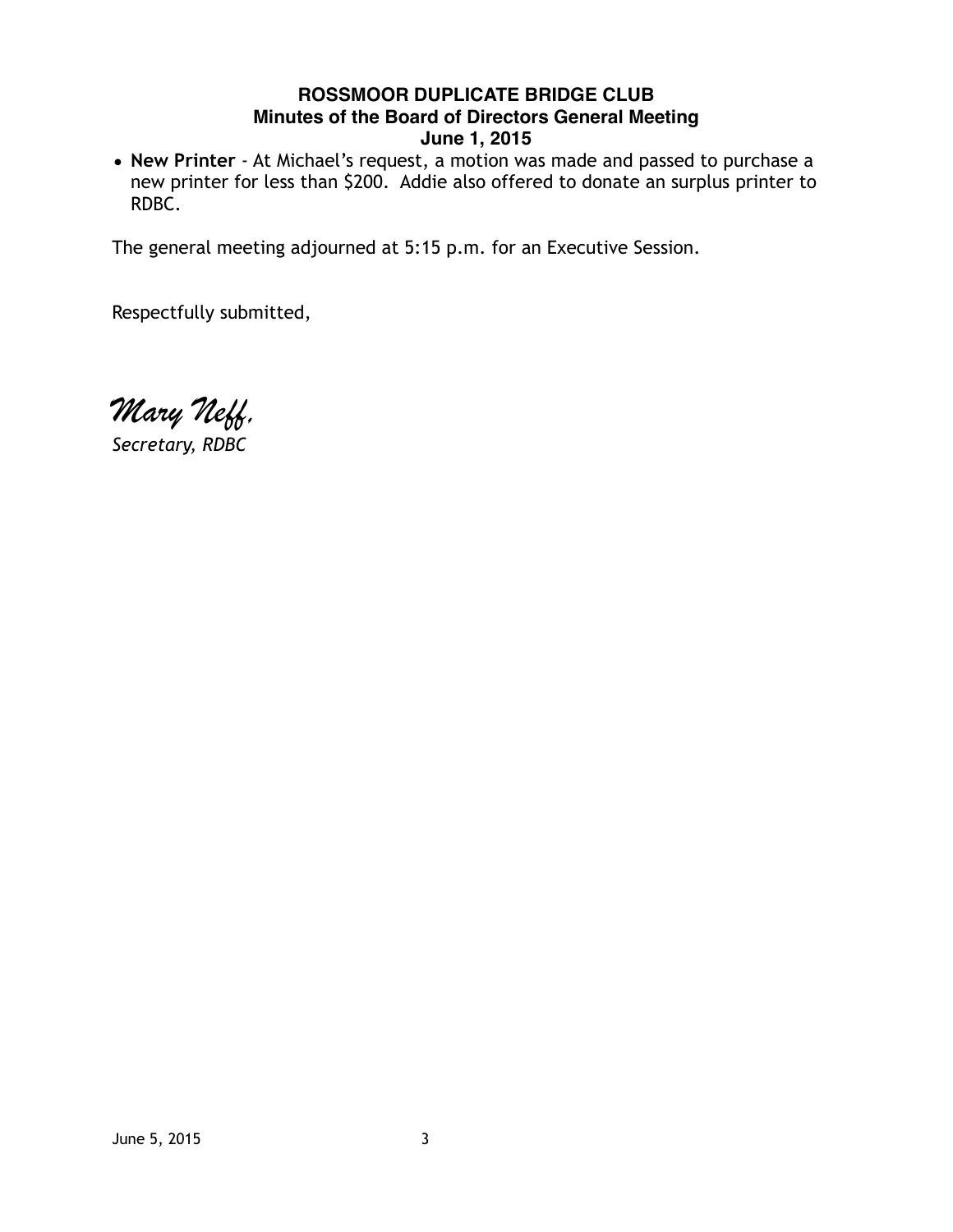**ROSSMOOR DUPLICATE BRIDGE CLUB**
**Minutes of the Board of Directors General Meeting**
**June 1, 2015**

- **New Printer** - At Michael's request, a motion was made and passed to purchase a new printer for less than $200. Addie also offered to donate an surplus printer to RDBC.

The general meeting adjourned at 5:15 p.m. for an Executive Session.

Respectfully submitted,

*Mary Neff,*
*Secretary, RDBC*